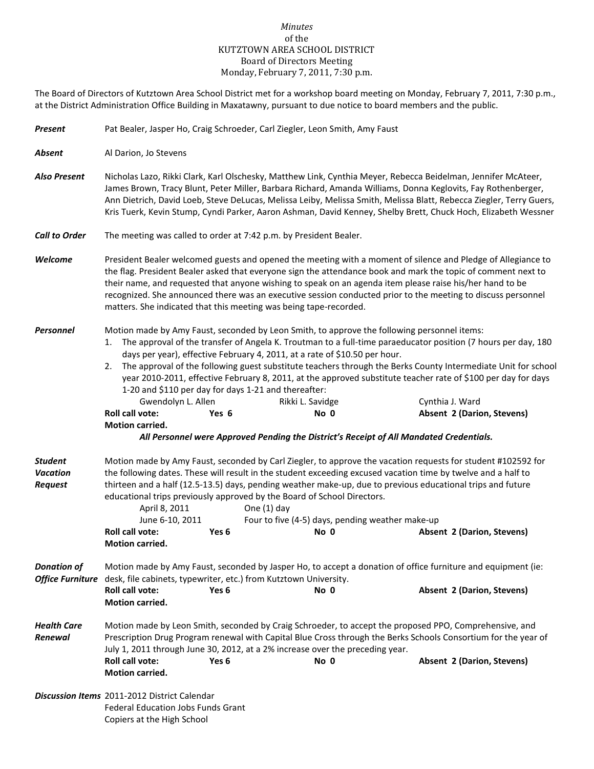*Minutes*
of the
KUTZTOWN AREA SCHOOL DISTRICT
Board of Directors Meeting
Monday, February 7, 2011, 7:30 p.m.

The Board of Directors of Kutztown Area School District met for a workshop board meeting on Monday, February 7, 2011, 7:30 p.m., at the District Administration Office Building in Maxatawny, pursuant to due notice to board members and the public.

***Present*** Pat Bealer, Jasper Ho, Craig Schroeder, Carl Ziegler, Leon Smith, Amy Faust

***Absent*** Al Darion, Jo Stevens

***Also Present*** Nicholas Lazo, Rikki Clark, Karl Olschesky, Matthew Link, Cynthia Meyer, Rebecca Beidelman, Jennifer McAteer, James Brown, Tracy Blunt, Peter Miller, Barbara Richard, Amanda Williams, Donna Keglovits, Fay Rothenberger, Ann Dietrich, David Loeb, Steve DeLucas, Melissa Leiby, Melissa Smith, Melissa Blatt, Rebecca Ziegler, Terry Guers, Kris Tuerk, Kevin Stump, Cyndi Parker, Aaron Ashman, David Kenney, Shelby Brett, Chuck Hoch, Elizabeth Wessner

***Call to Order*** The meeting was called to order at 7:42 p.m. by President Bealer.

***Welcome*** President Bealer welcomed guests and opened the meeting with a moment of silence and Pledge of Allegiance to the flag. President Bealer asked that everyone sign the attendance book and mark the topic of comment next to their name, and requested that anyone wishing to speak on an agenda item please raise his/her hand to be recognized. She announced there was an executive session conducted prior to the meeting to discuss personnel matters. She indicated that this meeting was being tape-recorded.

***Personnel*** Motion made by Amy Faust, seconded by Leon Smith, to approve the following personnel items:

1. The approval of the transfer of Angela K. Troutman to a full-time paraeducator position (7 hours per day, 180 days per year), effective February 4, 2011, at a rate of $10.50 per hour.
2. The approval of the following guest substitute teachers through the Berks County Intermediate Unit for school year 2010-2011, effective February 8, 2011, at the approved substitute teacher rate of $100 per day for days 1-20 and $110 per day for days 1-21 and thereafter:

   Gwendolyn L. Allen　　Rikki L. Savidge　　Cynthia J. Ward

**Roll call vote:** **Yes 6** **No 0** **Absent 2 (Darion, Stevens)**
**Motion carried.**

***All Personnel were Approved Pending the District's Receipt of All Mandated Credentials.***

***Student Vacation Request*** Motion made by Amy Faust, seconded by Carl Ziegler, to approve the vacation requests for student #102592 for the following dates. These will result in the student exceeding excused vacation time by twelve and a half to thirteen and a half (12.5-13.5) days, pending weather make-up, due to previous educational trips and future educational trips previously approved by the Board of School Directors.

April 8, 2011 — One (1) day
June 6-10, 2011 — Four to five (4-5) days, pending weather make-up

**Roll call vote:** **Yes 6** **No 0** **Absent 2 (Darion, Stevens)**
**Motion carried.**

***Donation of Office Furniture*** Motion made by Amy Faust, seconded by Jasper Ho, to accept a donation of office furniture and equipment (ie: desk, file cabinets, typewriter, etc.) from Kutztown University.

**Roll call vote:** **Yes 6** **No 0** **Absent 2 (Darion, Stevens)**
**Motion carried.**

***Health Care Renewal*** Motion made by Leon Smith, seconded by Craig Schroeder, to accept the proposed PPO, Comprehensive, and Prescription Drug Program renewal with Capital Blue Cross through the Berks Schools Consortium for the year of July 1, 2011 through June 30, 2012, at a 2% increase over the preceding year.

**Roll call vote:** **Yes 6** **No 0** **Absent 2 (Darion, Stevens)**
**Motion carried.**

***Discussion Items*** 2011-2012 District Calendar
Federal Education Jobs Funds Grant
Copiers at the High School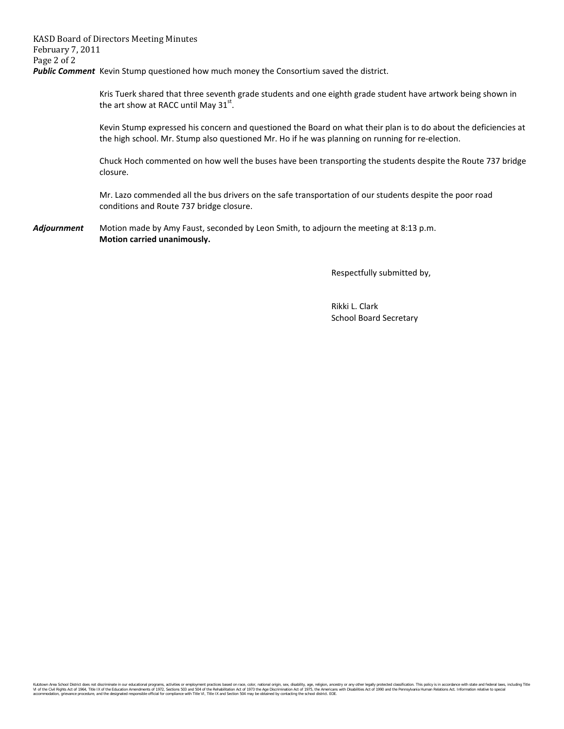***Public Comment*** Kevin Stump questioned how much money the Consortium saved the district.

Kris Tuerk shared that three seventh grade students and one eighth grade student have artwork being shown in the art show at RACC until May 31st.

Kevin Stump expressed his concern and questioned the Board on what their plan is to do about the deficiencies at the high school. Mr. Stump also questioned Mr. Ho if he was planning on running for re-election.

Chuck Hoch commented on how well the buses have been transporting the students despite the Route 737 bridge closure.

Mr. Lazo commended all the bus drivers on the safe transportation of our students despite the poor road conditions and Route 737 bridge closure.

***Adjournment*** Motion made by Amy Faust, seconded by Leon Smith, to adjourn the meeting at 8:13 p.m.
**Motion carried unanimously.**

Respectfully submitted by,

Rikki L. Clark
School Board Secretary

Kutztown Area School District does not discriminate in our educational programs, activities or employment practices based on race, color, national origin, sex, disability, age, religion, ancestry or any other legally protected classification. This policy is in accordance with state and federal laws, including Title VI of the Civil Rights Act of 1964, Title IX of the Education Amendments of 1972, Sections 503 and 504 of the Rehabilitation Act of 1973 the Age Discrimination Act of 1975, the Americans with Disabilities Act of 1990 and the Pennsylvania Human Relations Act. Information relative to special accommodation, grievance procedure, and the designated responsible official for compliance with Title VI, Title IX and Section 504 may be obtained by contacting the school district. EOE.